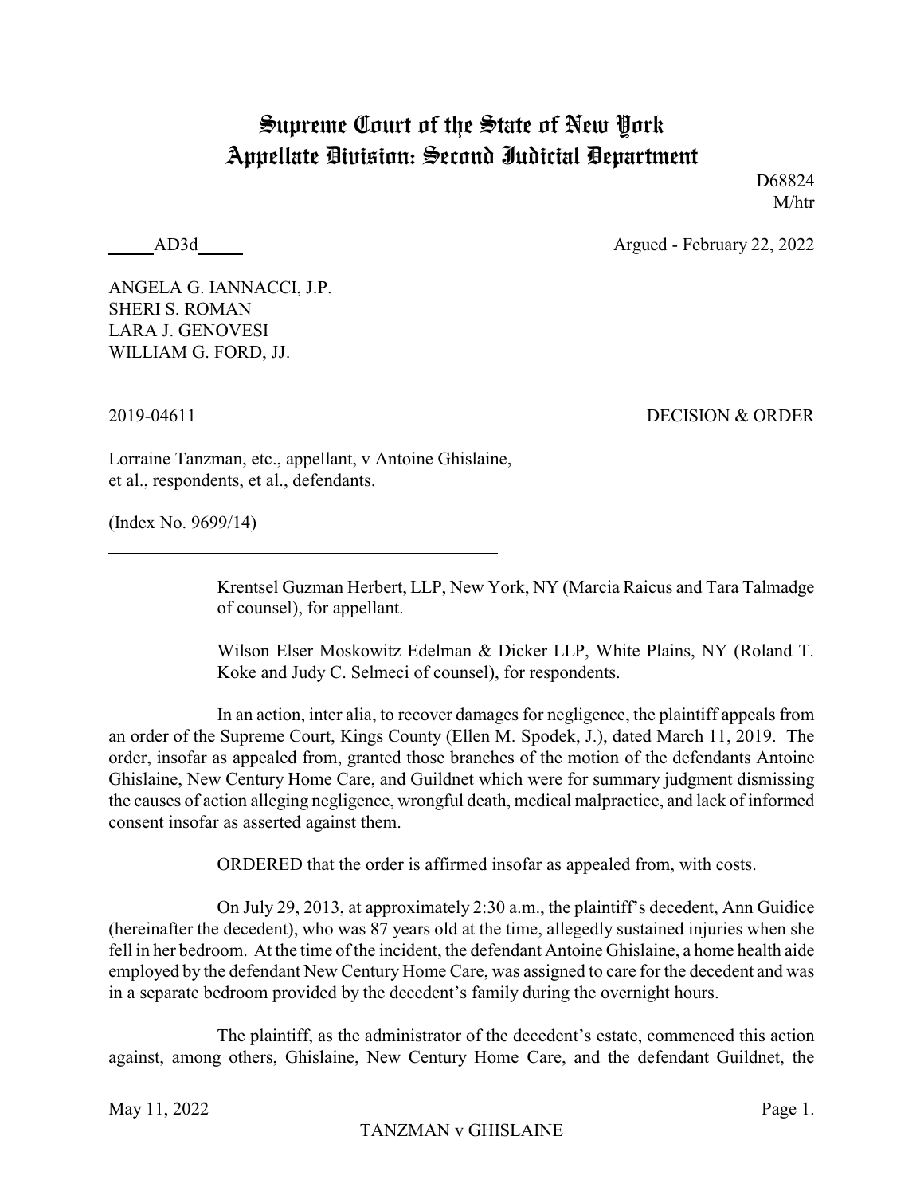# Supreme Court of the State of New York
# Appellate Division: Second Judicial Department

D68824
M/htr

_____AD3d_____ Argued - February 22, 2022

ANGELA G. IANNACCI, J.P.
SHERI S. ROMAN
LARA J. GENOVESI
WILLIAM G. FORD, JJ.

2019-04611 DECISION & ORDER

Lorraine Tanzman, etc., appellant, v Antoine Ghislaine, et al., respondents, et al., defendants.

(Index No. 9699/14)

Krentsel Guzman Herbert, LLP, New York, NY (Marcia Raicus and Tara Talmadge of counsel), for appellant.

Wilson Elser Moskowitz Edelman & Dicker LLP, White Plains, NY (Roland T. Koke and Judy C. Selmeci of counsel), for respondents.

In an action, inter alia, to recover damages for negligence, the plaintiff appeals from an order of the Supreme Court, Kings County (Ellen M. Spodek, J.), dated March 11, 2019. The order, insofar as appealed from, granted those branches of the motion of the defendants Antoine Ghislaine, New Century Home Care, and Guildnet which were for summary judgment dismissing the causes of action alleging negligence, wrongful death, medical malpractice, and lack of informed consent insofar as asserted against them.

ORDERED that the order is affirmed insofar as appealed from, with costs.

On July 29, 2013, at approximately 2:30 a.m., the plaintiff's decedent, Ann Guidice (hereinafter the decedent), who was 87 years old at the time, allegedly sustained injuries when she fell in her bedroom. At the time of the incident, the defendant Antoine Ghislaine, a home health aide employed by the defendant New Century Home Care, was assigned to care for the decedent and was in a separate bedroom provided by the decedent's family during the overnight hours.

The plaintiff, as the administrator of the decedent's estate, commenced this action against, among others, Ghislaine, New Century Home Care, and the defendant Guildnet, the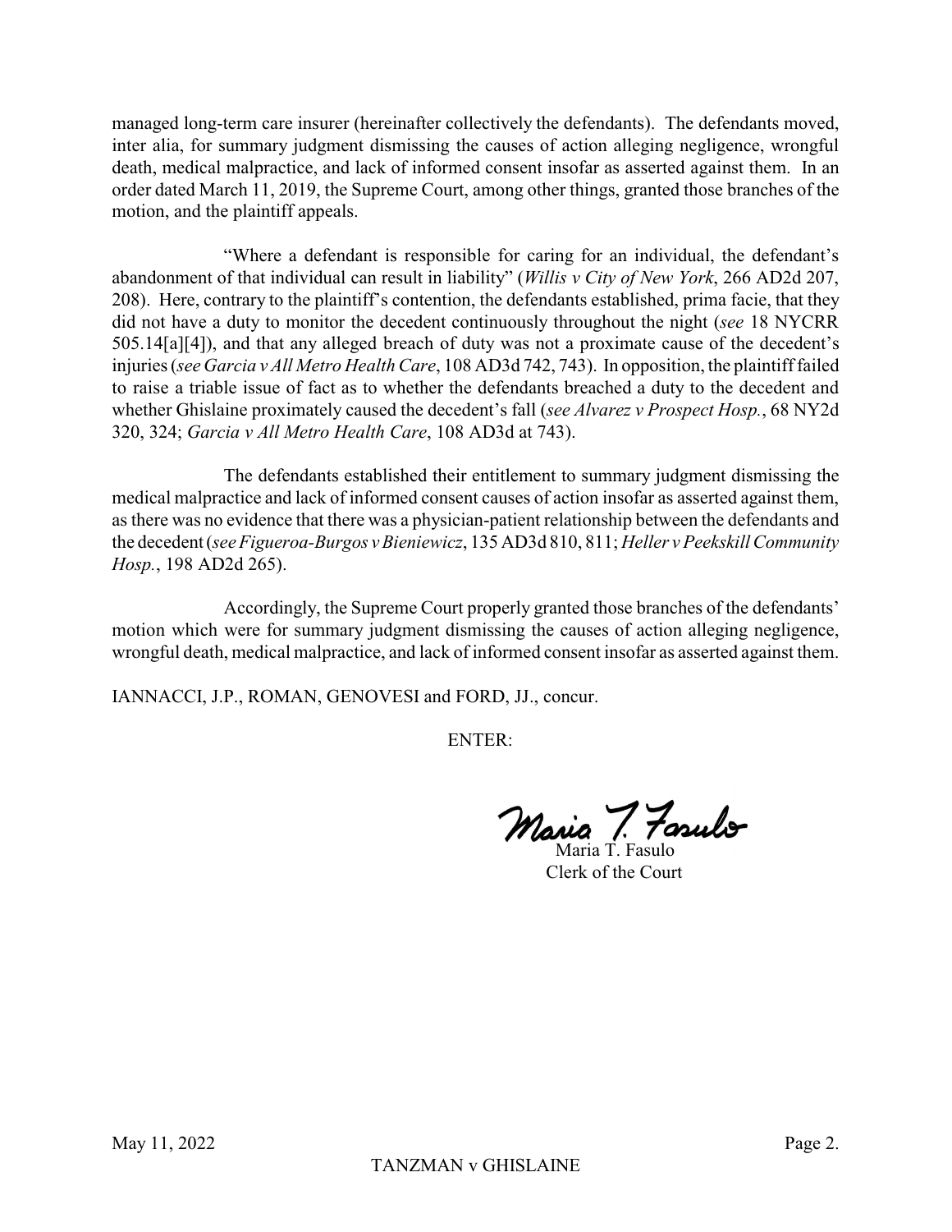managed long-term care insurer (hereinafter collectively the defendants). The defendants moved, inter alia, for summary judgment dismissing the causes of action alleging negligence, wrongful death, medical malpractice, and lack of informed consent insofar as asserted against them. In an order dated March 11, 2019, the Supreme Court, among other things, granted those branches of the motion, and the plaintiff appeals.

"Where a defendant is responsible for caring for an individual, the defendant's abandonment of that individual can result in liability" (*Willis v City of New York*, 266 AD2d 207, 208). Here, contrary to the plaintiff's contention, the defendants established, prima facie, that they did not have a duty to monitor the decedent continuously throughout the night (*see* 18 NYCRR 505.14[a][4]), and that any alleged breach of duty was not a proximate cause of the decedent's injuries (*see Garcia v All Metro Health Care*, 108 AD3d 742, 743). In opposition, the plaintiff failed to raise a triable issue of fact as to whether the defendants breached a duty to the decedent and whether Ghislaine proximately caused the decedent's fall (*see Alvarez v Prospect Hosp.*, 68 NY2d 320, 324; *Garcia v All Metro Health Care*, 108 AD3d at 743).

The defendants established their entitlement to summary judgment dismissing the medical malpractice and lack of informed consent causes of action insofar as asserted against them, as there was no evidence that there was a physician-patient relationship between the defendants and the decedent (*see Figueroa-Burgos v Bieniewicz*, 135 AD3d 810, 811; *Heller v Peekskill Community Hosp.*, 198 AD2d 265).

Accordingly, the Supreme Court properly granted those branches of the defendants' motion which were for summary judgment dismissing the causes of action alleging negligence, wrongful death, medical malpractice, and lack of informed consent insofar as asserted against them.

IANNACCI, J.P., ROMAN, GENOVESI and FORD, JJ., concur.

ENTER:

Maria T. Fasulo
Clerk of the Court